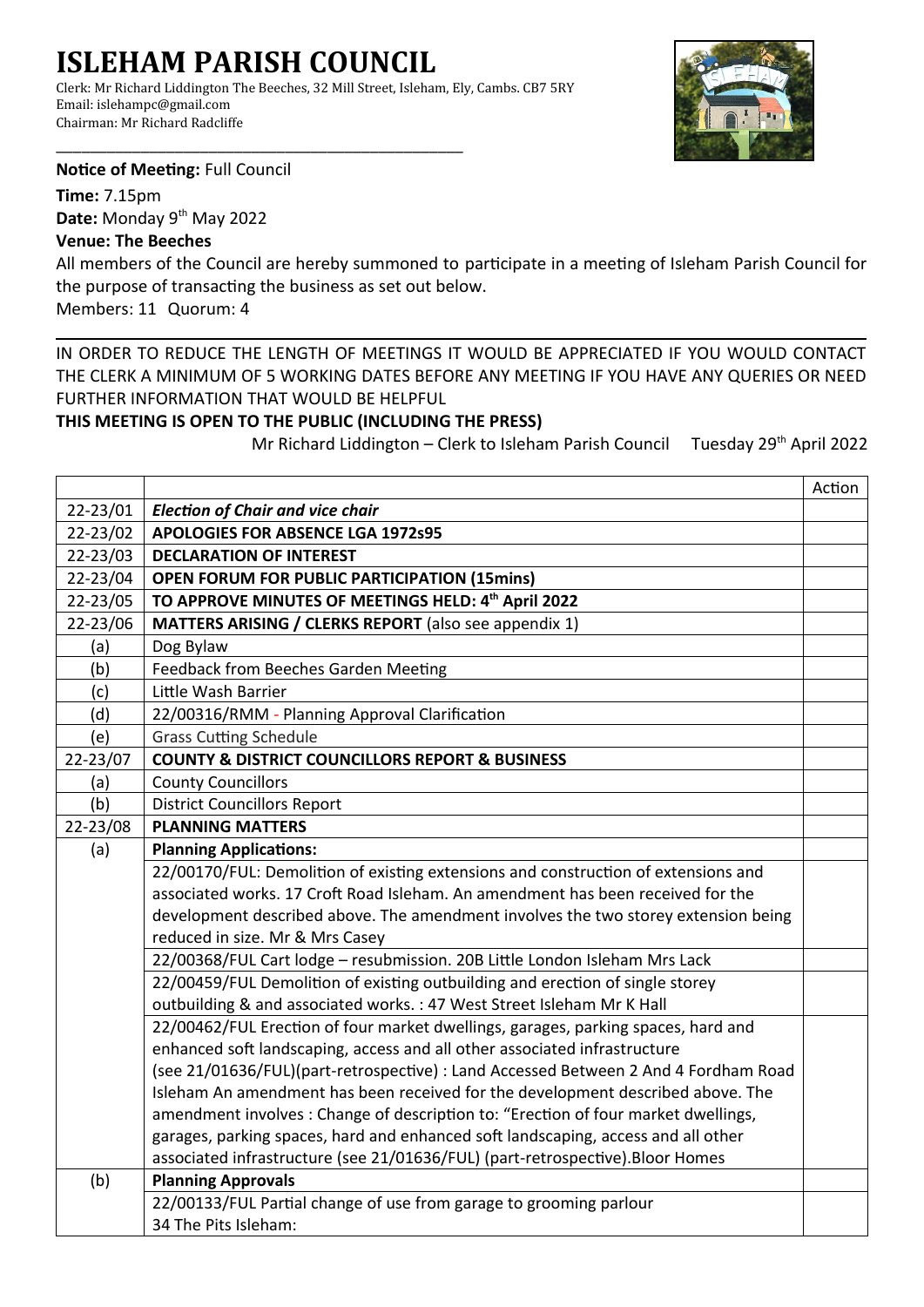# ISLEHAM PARISH COUNCIL

Clerk: Mr Richard Liddington The Beeches, 32 Mill Street, Isleham, Ely, Cambs. CB7 5RY
Email: islehampc@gmail.com
Chairman: Mr Richard Radcliffe

**Notice of Meeting:** Full Council

**Time:** 7.15pm
**Date:** Monday 9th May 2022
**Venue: The Beeches**

All members of the Council are hereby summoned to participate in a meeting of Isleham Parish Council for the purpose of transacting the business as set out below.
Members: 11 Quorum: 4

IN ORDER TO REDUCE THE LENGTH OF MEETINGS IT WOULD BE APPRECIATED IF YOU WOULD CONTACT THE CLERK A MINIMUM OF 5 WORKING DATES BEFORE ANY MEETING IF YOU HAVE ANY QUERIES OR NEED FURTHER INFORMATION THAT WOULD BE HELPFUL

**THIS MEETING IS OPEN TO THE PUBLIC (INCLUDING THE PRESS)**

Mr Richard Liddington – Clerk to Isleham Parish Council Tuesday 29th April 2022

| | | Action |
|---|---|---|
| 22-23/01 | ***Election of Chair and vice chair*** | |
| 22-23/02 | **APOLOGIES FOR ABSENCE LGA 1972s95** | |
| 22-23/03 | **DECLARATION OF INTEREST** | |
| 22-23/04 | **OPEN FORUM FOR PUBLIC PARTICIPATION (15mins)** | |
| 22-23/05 | **TO APPROVE MINUTES OF MEETINGS HELD: 4th April 2022** | |
| 22-23/06 | **MATTERS ARISING / CLERKS REPORT** (also see appendix 1) | |
| (a) | Dog Bylaw | |
| (b) | Feedback from Beeches Garden Meeting | |
| (c) | Little Wash Barrier | |
| (d) | 22/00316/RMM - Planning Approval Clarification | |
| (e) | Grass Cutting Schedule | |
| 22-23/07 | **COUNTY & DISTRICT COUNCILLORS REPORT & BUSINESS** | |
| (a) | County Councillors | |
| (b) | District Councillors Report | |
| 22-23/08 | **PLANNING MATTERS** | |
| (a) | **Planning Applications:** | |
| | 22/00170/FUL: Demolition of existing extensions and construction of extensions and associated works. 17 Croft Road Isleham. An amendment has been received for the development described above. The amendment involves the two storey extension being reduced in size. Mr & Mrs Casey | |
| | 22/00368/FUL Cart lodge – resubmission. 20B Little London Isleham Mrs Lack | |
| | 22/00459/FUL Demolition of existing outbuilding and erection of single storey outbuilding & and associated works. : 47 West Street Isleham Mr K Hall | |
| | 22/00462/FUL Erection of four market dwellings, garages, parking spaces, hard and enhanced soft landscaping, access and all other associated infrastructure (see 21/01636/FUL)(part-retrospective) : Land Accessed Between 2 And 4 Fordham Road Isleham An amendment has been received for the development described above. The amendment involves : Change of description to: "Erection of four market dwellings, garages, parking spaces, hard and enhanced soft landscaping, access and all other associated infrastructure (see 21/01636/FUL) (part-retrospective).Bloor Homes | |
| (b) | **Planning Approvals** | |
| | 22/00133/FUL Partial change of use from garage to grooming parlour<br>34 The Pits Isleham: | |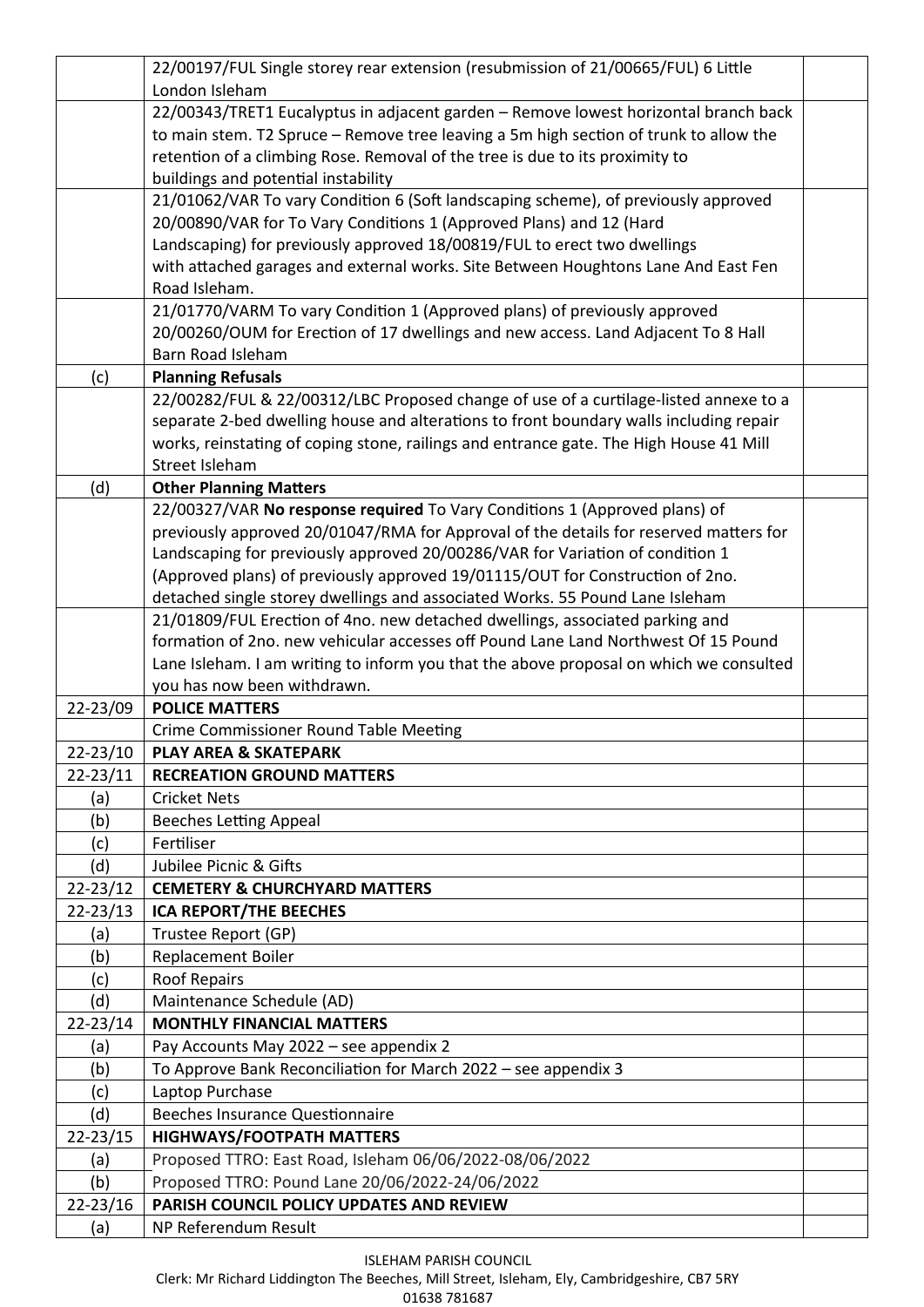| | | |
|---|---|---|
| | 22/00197/FUL Single storey rear extension (resubmission of 21/00665/FUL) 6 Little London Isleham | |
| | 22/00343/TRET1 Eucalyptus in adjacent garden – Remove lowest horizontal branch back to main stem. T2 Spruce – Remove tree leaving a 5m high section of trunk to allow the retention of a climbing Rose. Removal of the tree is due to its proximity to buildings and potential instability | |
| | 21/01062/VAR To vary Condition 6 (Soft landscaping scheme), of previously approved 20/00890/VAR for To Vary Conditions 1 (Approved Plans) and 12 (Hard Landscaping) for previously approved 18/00819/FUL to erect two dwellings with attached garages and external works. Site Between Houghtons Lane And East Fen Road Isleham. | |
| | 21/01770/VARM To vary Condition 1 (Approved plans) of previously approved 20/00260/OUM for Erection of 17 dwellings and new access. Land Adjacent To 8 Hall Barn Road Isleham | |
| (c) | **Planning Refusals** | |
| | 22/00282/FUL & 22/00312/LBC Proposed change of use of a curtilage-listed annexe to a separate 2-bed dwelling house and alterations to front boundary walls including repair works, reinstating of coping stone, railings and entrance gate. The High House 41 Mill Street Isleham | |
| (d) | **Other Planning Matters** | |
| | 22/00327/VAR **No response required** To Vary Conditions 1 (Approved plans) of previously approved 20/01047/RMA for Approval of the details for reserved matters for Landscaping for previously approved 20/00286/VAR for Variation of condition 1 (Approved plans) of previously approved 19/01115/OUT for Construction of 2no. detached single storey dwellings and associated Works. 55 Pound Lane Isleham | |
| | 21/01809/FUL Erection of 4no. new detached dwellings, associated parking and formation of 2no. new vehicular accesses off Pound Lane Land Northwest Of 15 Pound Lane Isleham. I am writing to inform you that the above proposal on which we consulted you has now been withdrawn. | |
| 22-23/09 | **POLICE MATTERS** | |
| | Crime Commissioner Round Table Meeting | |
| 22-23/10 | **PLAY AREA & SKATEPARK** | |
| 22-23/11 | **RECREATION GROUND MATTERS** | |
| (a) | Cricket Nets | |
| (b) | Beeches Letting Appeal | |
| (c) | Fertiliser | |
| (d) | Jubilee Picnic & Gifts | |
| 22-23/12 | **CEMETERY & CHURCHYARD MATTERS** | |
| 22-23/13 | **ICA REPORT/THE BEECHES** | |
| (a) | Trustee Report (GP) | |
| (b) | Replacement Boiler | |
| (c) | Roof Repairs | |
| (d) | Maintenance Schedule (AD) | |
| 22-23/14 | **MONTHLY FINANCIAL MATTERS** | |
| (a) | Pay Accounts May 2022 – see appendix 2 | |
| (b) | To Approve Bank Reconciliation for March 2022 – see appendix 3 | |
| (c) | Laptop Purchase | |
| (d) | Beeches Insurance Questionnaire | |
| 22-23/15 | **HIGHWAYS/FOOTPATH MATTERS** | |
| (a) | Proposed TTRO: East Road, Isleham 06/06/2022-08/06/2022 | |
| (b) | Proposed TTRO: Pound Lane 20/06/2022-24/06/2022 | |
| 22-23/16 | **PARISH COUNCIL POLICY UPDATES AND REVIEW** | |
| (a) | NP Referendum Result | |

ISLEHAM PARISH COUNCIL
Clerk: Mr Richard Liddington The Beeches, Mill Street, Isleham, Ely, Cambridgeshire, CB7 5RY
01638 781687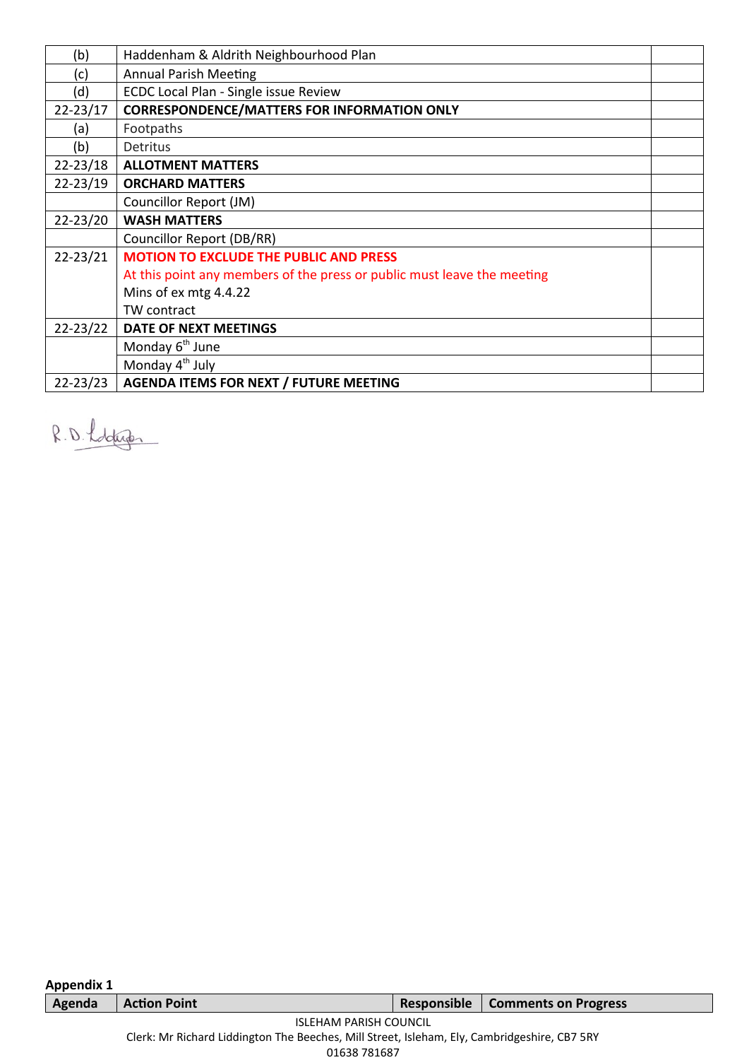| | | |
|---|---|---|
| (b) | Haddenham & Aldrith Neighbourhood Plan | |
| (c) | Annual Parish Meeting | |
| (d) | ECDC Local Plan - Single issue Review | |
| 22-23/17 | **CORRESPONDENCE/MATTERS FOR INFORMATION ONLY** | |
| (a) | Footpaths | |
| (b) | Detritus | |
| 22-23/18 | **ALLOTMENT MATTERS** | |
| 22-23/19 | **ORCHARD MATTERS** | |
| | Councillor Report (JM) | |
| 22-23/20 | **WASH MATTERS** | |
| | Councillor Report (DB/RR) | |
| 22-23/21 | **MOTION TO EXCLUDE THE PUBLIC AND PRESS**<br>At this point any members of the press or public must leave the meeting<br>Mins of ex mtg 4.4.22<br>TW contract | |
| 22-23/22 | **DATE OF NEXT MEETINGS** | |
| | Monday 6th June | |
| | Monday 4th July | |
| 22-23/23 | **AGENDA ITEMS FOR NEXT / FUTURE MEETING** | |

R.D. Liddington

**Appendix 1**

| Agenda | Action Point | Responsible | Comments on Progress |
|---|---|---|---|

ISLEHAM PARISH COUNCIL
Clerk: Mr Richard Liddington The Beeches, Mill Street, Isleham, Ely, Cambridgeshire, CB7 5RY
01638 781687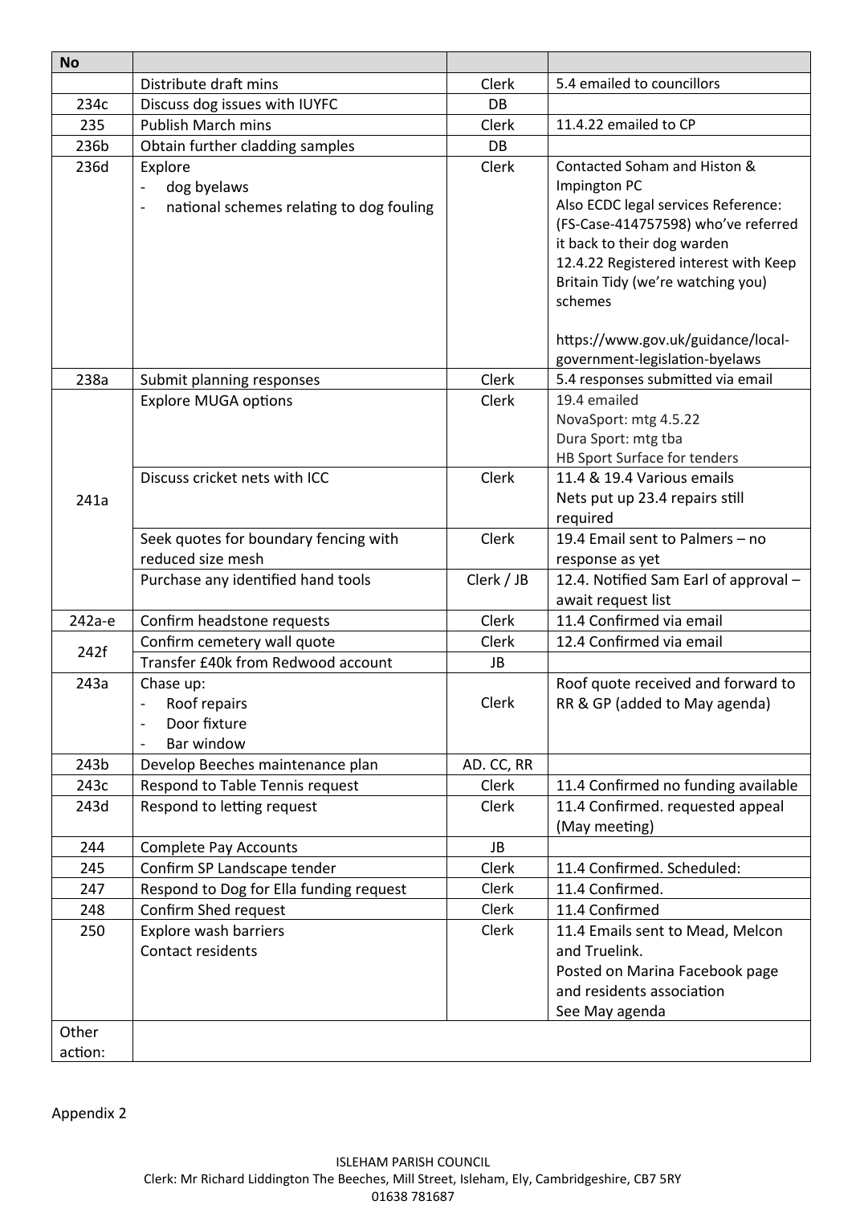| No | | | |
|---|---|---|---|
| | Distribute draft mins | Clerk | 5.4 emailed to councillors |
| 234c | Discuss dog issues with IUYFC | DB | |
| 235 | Publish March mins | Clerk | 11.4.22 emailed to CP |
| 236b | Obtain further cladding samples | DB | |
| 236d | Explore<br>- dog byelaws<br>- national schemes relating to dog fouling | Clerk | Contacted Soham and Histon & Impington PC<br>Also ECDC legal services Reference: (FS-Case-414757598) who've referred it back to their dog warden<br>12.4.22 Registered interest with Keep Britain Tidy (we're watching you) schemes<br><br>https://www.gov.uk/guidance/local-government-legislation-byelaws |
| 238a | Submit planning responses | Clerk | 5.4 responses submitted via email |
| 241a | Explore MUGA options | Clerk | 19.4 emailed<br>NovaSport: mtg 4.5.22<br>Dura Sport: mtg tba<br>HB Sport Surface for tenders |
| | Discuss cricket nets with ICC | Clerk | 11.4 & 19.4 Various emails<br>Nets put up 23.4 repairs still required |
| | Seek quotes for boundary fencing with reduced size mesh | Clerk | 19.4 Email sent to Palmers – no response as yet |
| | Purchase any identified hand tools | Clerk / JB | 12.4. Notified Sam Earl of approval – await request list |
| 242a-e | Confirm headstone requests | Clerk | 11.4 Confirmed via email |
| 242f | Confirm cemetery wall quote | Clerk | 12.4 Confirmed via email |
| | Transfer £40k from Redwood account | JB | |
| 243a | Chase up:<br>- Roof repairs<br>- Door fixture<br>- Bar window | Clerk | Roof quote received and forward to RR & GP (added to May agenda) |
| 243b | Develop Beeches maintenance plan | AD. CC, RR | |
| 243c | Respond to Table Tennis request | Clerk | 11.4 Confirmed no funding available |
| 243d | Respond to letting request | Clerk | 11.4 Confirmed. requested appeal (May meeting) |
| 244 | Complete Pay Accounts | JB | |
| 245 | Confirm SP Landscape tender | Clerk | 11.4 Confirmed. Scheduled: |
| 247 | Respond to Dog for Ella funding request | Clerk | 11.4 Confirmed. |
| 248 | Confirm Shed request | Clerk | 11.4 Confirmed |
| 250 | Explore wash barriers<br>Contact residents | Clerk | 11.4 Emails sent to Mead, Melcon and Truelink.<br>Posted on Marina Facebook page and residents association<br>See May agenda |
| Other action: | | | |

Appendix 2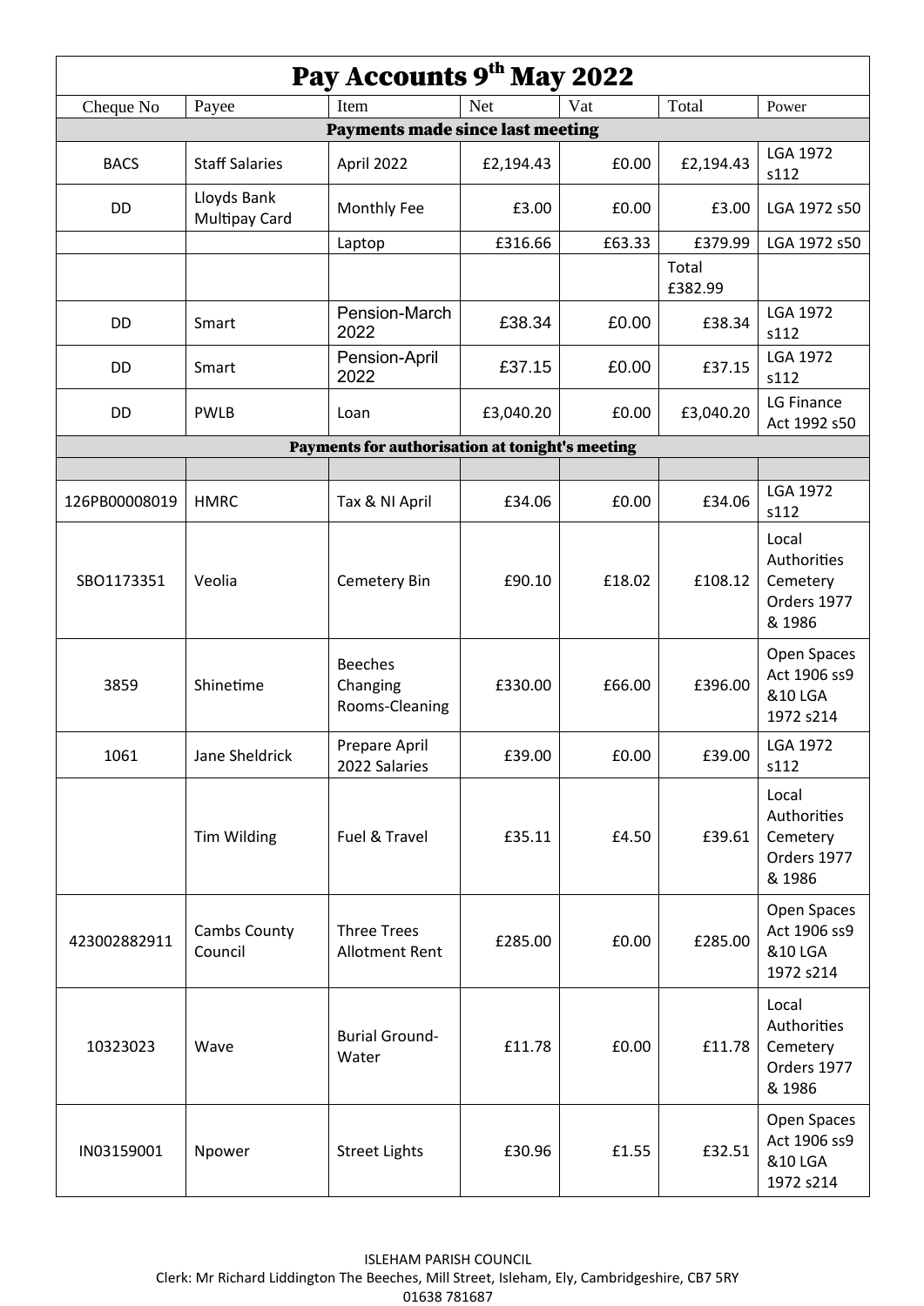# Pay Accounts 9th May 2022

| Cheque No | Payee | Item | Net | Vat | Total | Power |
|---|---|---|---|---|---|---|
| **Payments made since last meeting** | | | | | | |
| BACS | Staff Salaries | April 2022 | £2,194.43 | £0.00 | £2,194.43 | LGA 1972 s112 |
| DD | Lloyds Bank Multipay Card | Monthly Fee | £3.00 | £0.00 | £3.00 | LGA 1972 s50 |
| | | Laptop | £316.66 | £63.33 | £379.99 | LGA 1972 s50 |
| | | | | | Total £382.99 | |
| DD | Smart | Pension-March 2022 | £38.34 | £0.00 | £38.34 | LGA 1972 s112 |
| DD | Smart | Pension-April 2022 | £37.15 | £0.00 | £37.15 | LGA 1972 s112 |
| DD | PWLB | Loan | £3,040.20 | £0.00 | £3,040.20 | LG Finance Act 1992 s50 |
| **Payments for authorisation at tonight's meeting** | | | | | | |
| | | | | | | |
| 126PB00008019 | HMRC | Tax & NI April | £34.06 | £0.00 | £34.06 | LGA 1972 s112 |
| SBO1173351 | Veolia | Cemetery Bin | £90.10 | £18.02 | £108.12 | Local Authorities Cemetery Orders 1977 & 1986 |
| 3859 | Shinetime | Beeches Changing Rooms-Cleaning | £330.00 | £66.00 | £396.00 | Open Spaces Act 1906 ss9 &10 LGA 1972 s214 |
| 1061 | Jane Sheldrick | Prepare April 2022 Salaries | £39.00 | £0.00 | £39.00 | LGA 1972 s112 |
| | Tim Wilding | Fuel & Travel | £35.11 | £4.50 | £39.61 | Local Authorities Cemetery Orders 1977 & 1986 |
| 423002882911 | Cambs County Council | Three Trees Allotment Rent | £285.00 | £0.00 | £285.00 | Open Spaces Act 1906 ss9 &10 LGA 1972 s214 |
| 10323023 | Wave | Burial Ground-Water | £11.78 | £0.00 | £11.78 | Local Authorities Cemetery Orders 1977 & 1986 |
| IN03159001 | Npower | Street Lights | £30.96 | £1.55 | £32.51 | Open Spaces Act 1906 ss9 &10 LGA 1972 s214 |

ISLEHAM PARISH COUNCIL
Clerk: Mr Richard Liddington The Beeches, Mill Street, Isleham, Ely, Cambridgeshire, CB7 5RY
01638 781687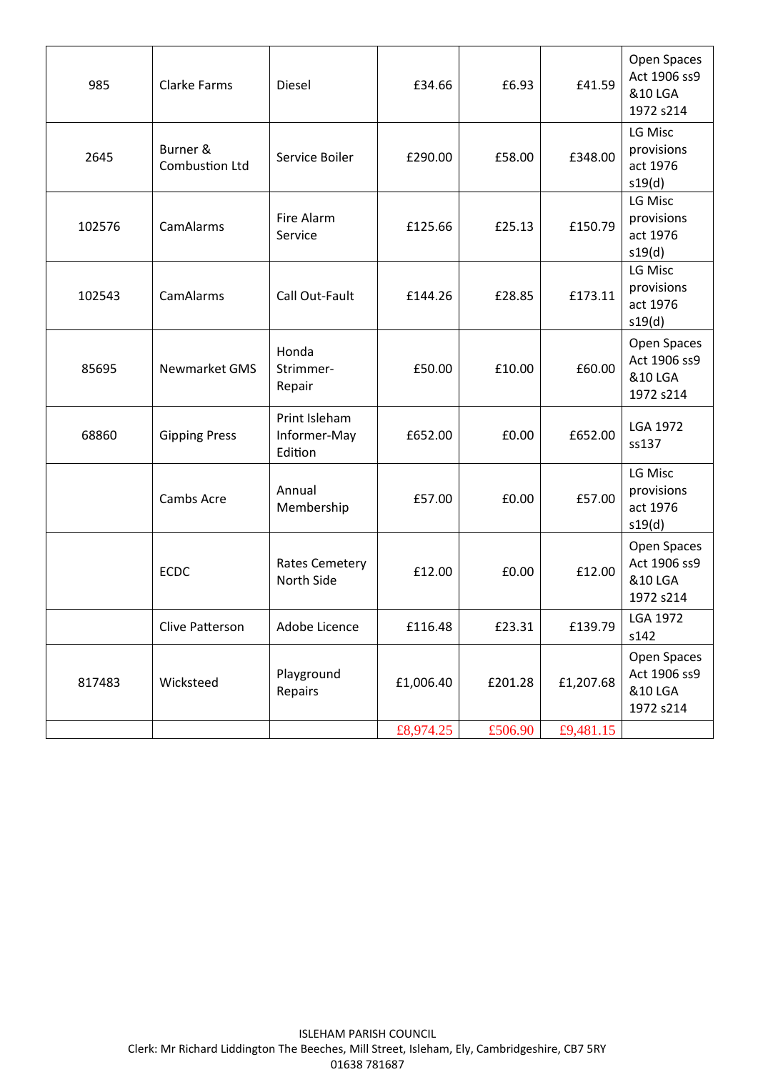| | | | | | | |
|---|---|---|---|---|---|---|
| 985 | Clarke Farms | Diesel | £34.66 | £6.93 | £41.59 | Open Spaces Act 1906 ss9 &10 LGA 1972 s214 |
| 2645 | Burner & Combustion Ltd | Service Boiler | £290.00 | £58.00 | £348.00 | LG Misc provisions act 1976 s19(d) |
| 102576 | CamAlarms | Fire Alarm Service | £125.66 | £25.13 | £150.79 | LG Misc provisions act 1976 s19(d) |
| 102543 | CamAlarms | Call Out-Fault | £144.26 | £28.85 | £173.11 | LG Misc provisions act 1976 s19(d) |
| 85695 | Newmarket GMS | Honda Strimmer-Repair | £50.00 | £10.00 | £60.00 | Open Spaces Act 1906 ss9 &10 LGA 1972 s214 |
| 68860 | Gipping Press | Print Isleham Informer-May Edition | £652.00 | £0.00 | £652.00 | LGA 1972 ss137 |
| | Cambs Acre | Annual Membership | £57.00 | £0.00 | £57.00 | LG Misc provisions act 1976 s19(d) |
| | ECDC | Rates Cemetery North Side | £12.00 | £0.00 | £12.00 | Open Spaces Act 1906 ss9 &10 LGA 1972 s214 |
| | Clive Patterson | Adobe Licence | £116.48 | £23.31 | £139.79 | LGA 1972 s142 |
| 817483 | Wicksteed | Playground Repairs | £1,006.40 | £201.28 | £1,207.68 | Open Spaces Act 1906 ss9 &10 LGA 1972 s214 |
| | | | £8,974.25 | £506.90 | £9,481.15 | |

ISLEHAM PARISH COUNCIL
Clerk: Mr Richard Liddington The Beeches, Mill Street, Isleham, Ely, Cambridgeshire, CB7 5RY
01638 781687